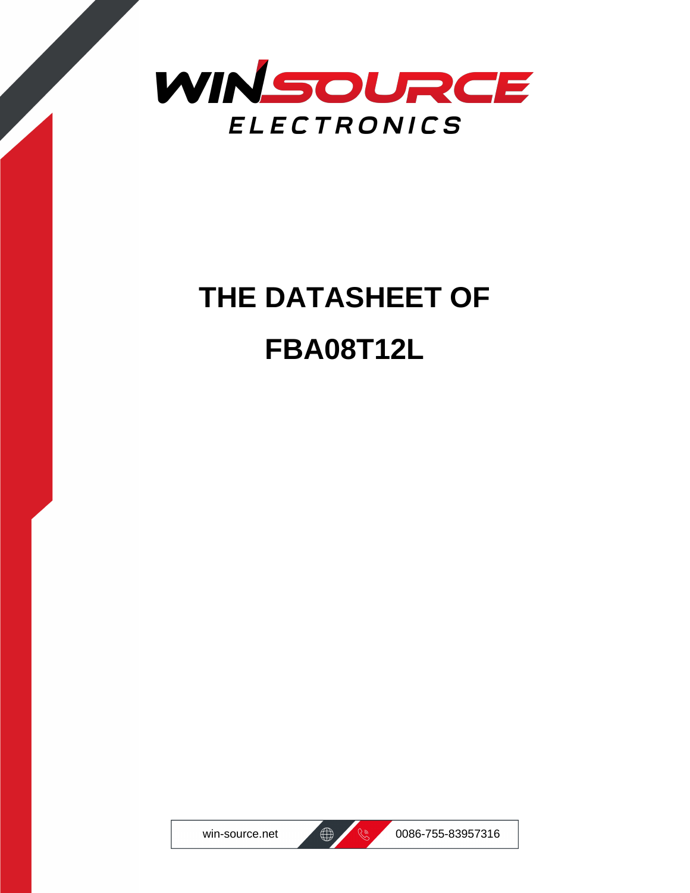WINSOURCE

ELECTRONICS

# THE DATASHEET OF

# FBA08T12L

win-source.net 0086-755-83957316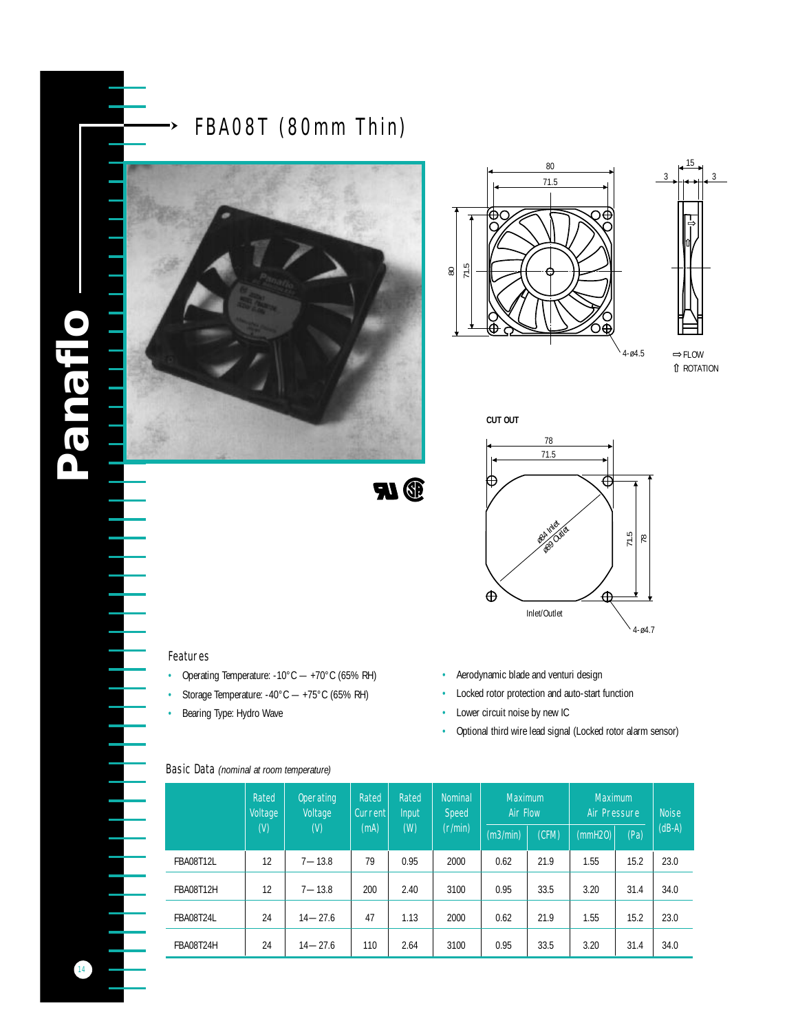# FBA08T (80mm Thin)

CUT OUT

Inlet/Outlet

### Features

- Operating Temperature: -10°C — +70°C (65% RH)
- Storage Temperature: -40°C — +75°C (65% RH)
- Bearing Type: Hydro Wave
- Aerodynamic blade and venturi design
- Locked rotor protection and auto-start function
- Lower circuit noise by new IC
- Optional third wire lead signal (Locked rotor alarm sensor)

### Basic Data *(nominal at room temperature)*

| | Rated Voltage (V) | Operating Voltage (V) | Rated Current (mA) | Rated Input (W) | Nominal Speed (r/min) | Maximum Air Flow | | Maximum Air Pressure | | Noise (dB-A) |
|---|---|---|---|---|---|---|---|---|---|---|
| | | | | | | (m3/min) | (CFM) | (mmH2O) | (Pa) | |
| FBA08T12L | 12 | 7—13.8 | 79 | 0.95 | 2000 | 0.62 | 21.9 | 1.55 | 15.2 | 23.0 |
| FBA08T12H | 12 | 7—13.8 | 200 | 2.40 | 3100 | 0.95 | 33.5 | 3.20 | 31.4 | 34.0 |
| FBA08T24L | 24 | 14—27.6 | 47 | 1.13 | 2000 | 0.62 | 21.9 | 1.55 | 15.2 | 23.0 |
| FBA08T24H | 24 | 14—27.6 | 110 | 2.64 | 3100 | 0.95 | 33.5 | 3.20 | 31.4 | 34.0 |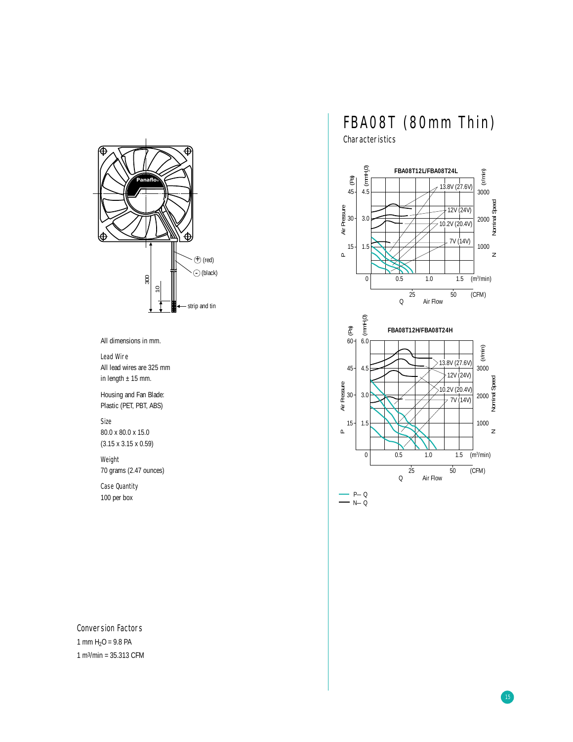# FBA08T (80mm Thin)

## Characteristics

Panaflo

⊕ (red)

⊖ (black)

300

10

strip and tin

All dimensions in mm.

*Lead Wire*

All lead wires are 325 mm in length ± 15 mm.

Housing and Fan Blade:
Plastic (PET, PBT, ABS)

*Size*

80.0 x 80.0 x 15.0
(3.15 x 3.15 x 0.59)

*Weight*

70 grams (2.47 ounces)

*Case Quantity*

100 per box

**FBA08T12L/FBA08T24L**

(Pa) ($mmH_2O$) (r/min)

Air Pressure P — Nominal Speed N

45 4.5 3000

30 3.0 2000

15 1.5 1000

0 0.5 1.0 1.5 ($m^3$/min)

25 50 (CFM)

Q Air Flow

13.8V (27.6V)

12V (24V)

10.2V (20.4V)

7V (14V)

**FBA08T12H/FBA08T24H**

(Pa) ($mmH_2O$) (r/min)

Air Pressure P — Nominal Speed N

60 6.0

45 4.5 3000

30 3.0 2000

15 1.5 1000

0 0.5 1.0 1.5 ($m^3$/min)

25 50 (CFM)

Q Air Flow

13.8V (27.6V)

12V (24V)

10.2V (20.4V)

7V (14V)

P— Q

N— Q

*Conversion Factors*

1 mm $H_2O$ = 9.8 PA

1 $m^3$/min = 35.313 CFM